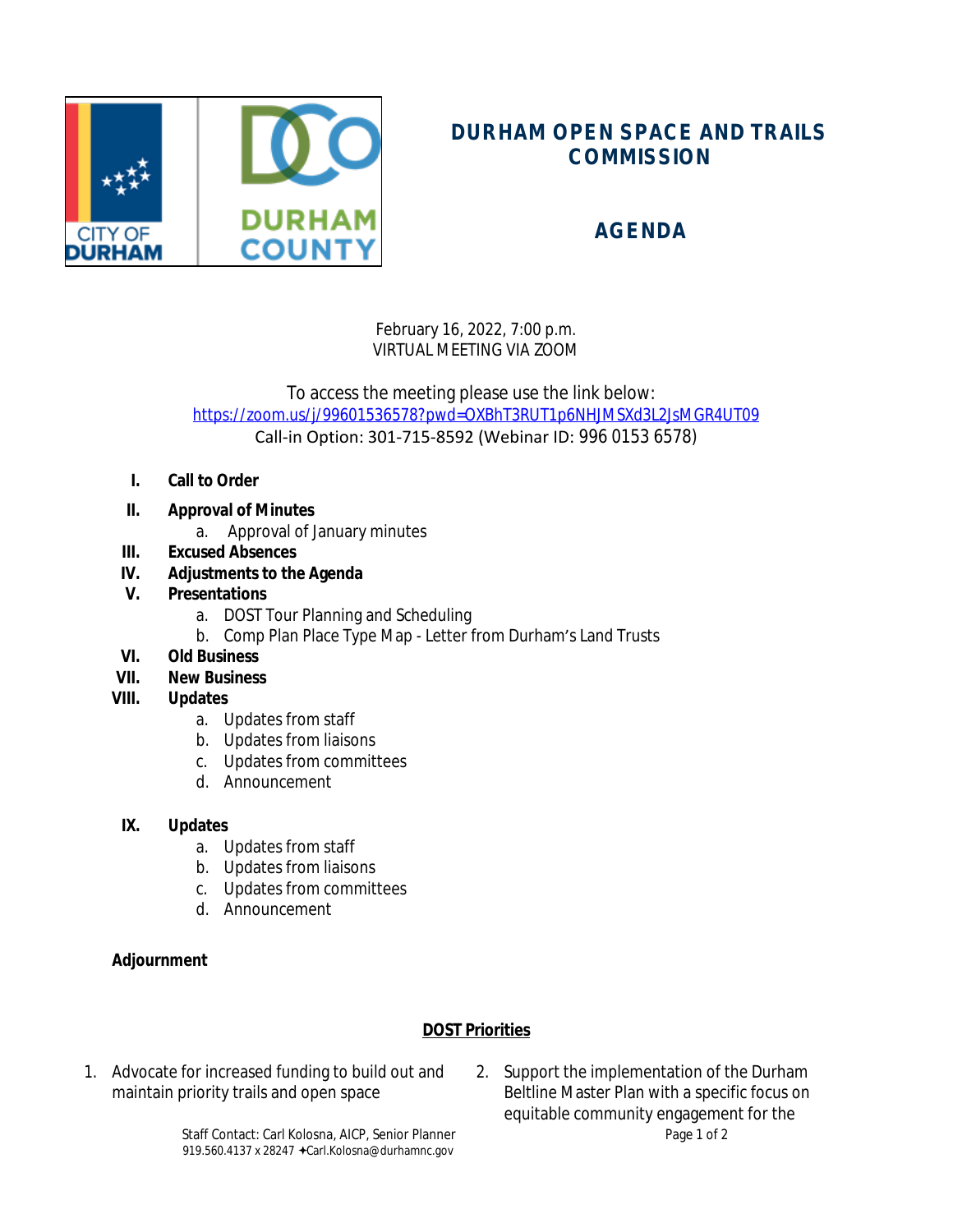# DURHAM OPEN SPACE AND TRAILS COMMISSION

## AGENDA

February 16, 2022, 7:00 p.m.
VIRTUAL MEETING VIA ZOOM

To access the meeting please use the link below:
https://zoom.us/j/99601536578?pwd=OXBhT3RUT1p6NHJMSXd3L2JsMGR4UT09
Call-in Option: 301-715-8592 (Webinar ID: 996 0153 6578)

**I. Call to Order**

**II. Approval of Minutes**

a. Approval of January minutes

**III. Excused Absences**

**IV. Adjustments to the Agenda**

**V. Presentations**

a. DOST Tour Planning and Scheduling
b. Comp Plan Place Type Map - Letter from Durham's Land Trusts

**VI. Old Business**

**VII. New Business**

**VIII. Updates**

a. Updates from staff
b. Updates from liaisons
c. Updates from committees
d. Announcement

**IX. Updates**

a. Updates from staff
b. Updates from liaisons
c. Updates from committees
d. Announcement

**Adjournment**

**DOST Priorities**

1. Advocate for increased funding to build out and maintain priority trails and open space
2. Support the implementation of the Durham Beltline Master Plan with a specific focus on equitable community engagement for the

Staff Contact: Carl Kolosna, AICP, Senior Planner
919.560.4137 x 28247 ✦Carl.Kolosna@durhamnc.gov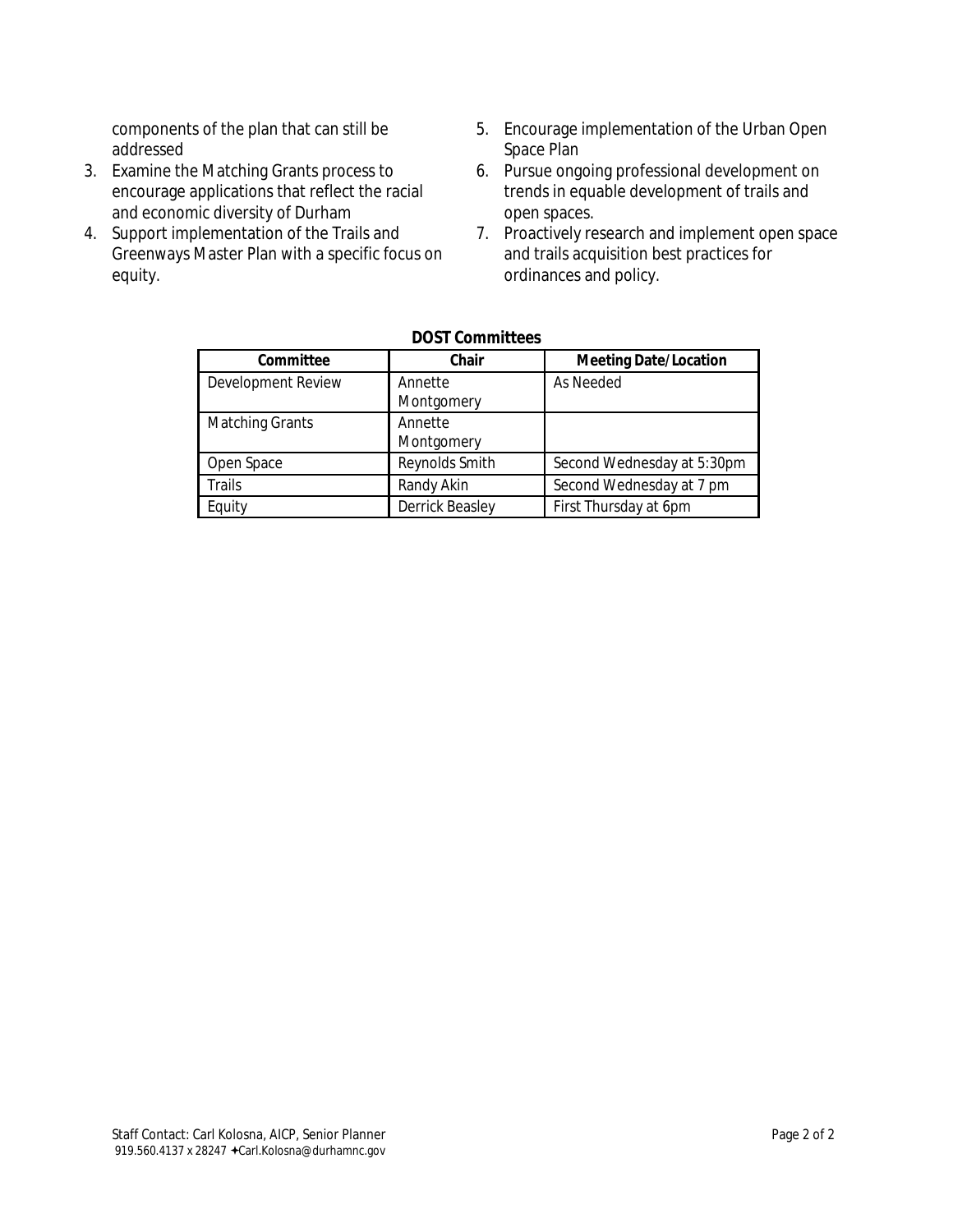components of the plan that can still be addressed

3. Examine the Matching Grants process to encourage applications that reflect the racial and economic diversity of Durham
4. Support implementation of the Trails and Greenways Master Plan with a specific focus on equity.
5. Encourage implementation of the Urban Open Space Plan
6. Pursue ongoing professional development on trends in equable development of trails and open spaces.
7. Proactively research and implement open space and trails acquisition best practices for ordinances and policy.

**DOST Committees**

| Committee | Chair | Meeting Date/Location |
| --- | --- | --- |
| Development Review | Annette Montgomery | As Needed |
| Matching Grants | Annette Montgomery | |
| Open Space | Reynolds Smith | Second Wednesday at 5:30pm |
| Trails | Randy Akin | Second Wednesday at 7 pm |
| Equity | Derrick Beasley | First Thursday at 6pm |

Staff Contact: Carl Kolosna, AICP, Senior Planner
919.560.4137 x 28247 ✦Carl.Kolosna@durhamnc.gov